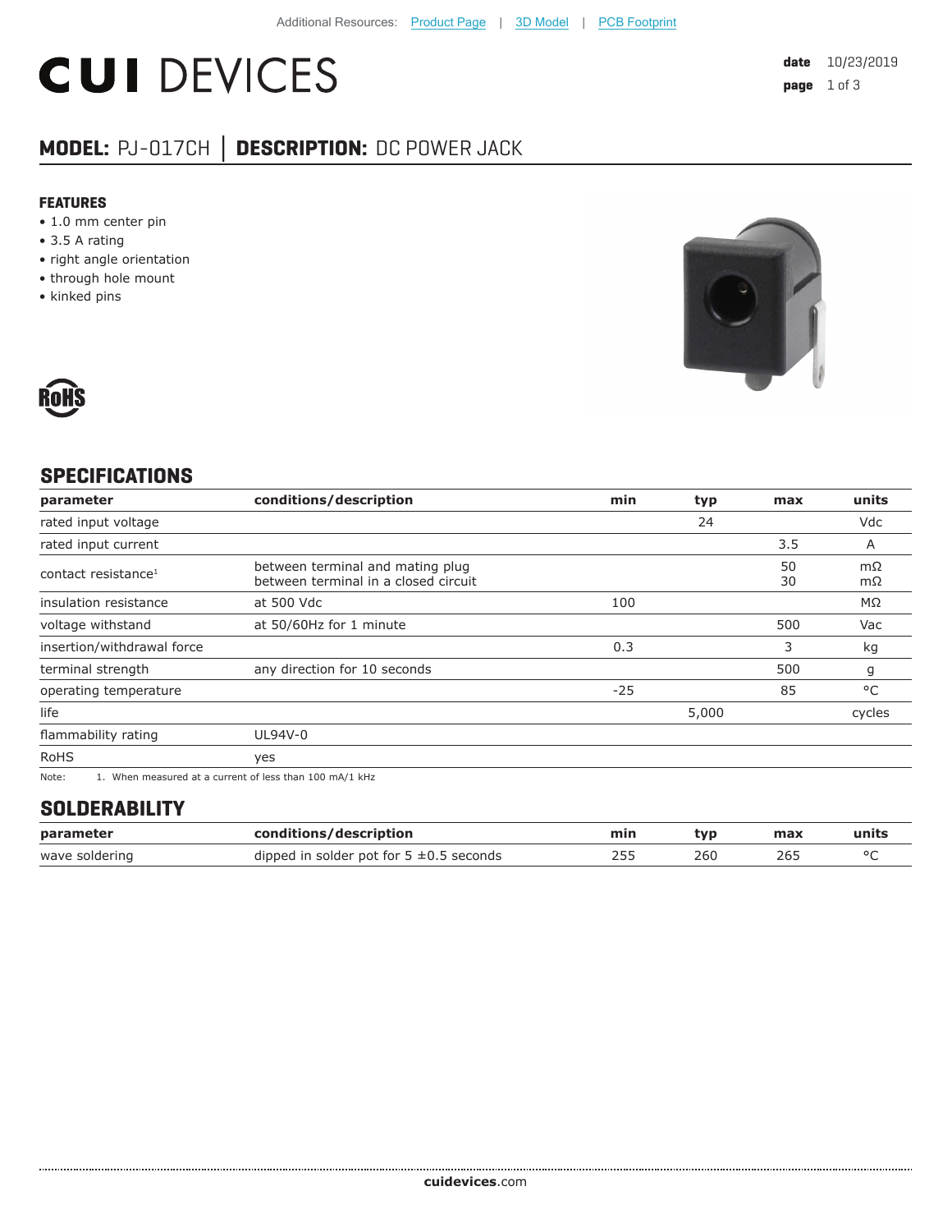Additional Resources: Product Page | 3D Model | PCB Footprint

# CUI DEVICES

date 10/23/2019

## MODEL: PJ-017CH │ DESCRIPTION: DC POWER JACK

### FEATURES

- 1.0 mm center pin
- 3.5 A rating
- right angle orientation
- through hole mount
- kinked pins

RoHS

## SPECIFICATIONS

| parameter | conditions/description | min | typ | max | units |
|---|---|---|---|---|---|
| rated input voltage | | | 24 | | Vdc |
| rated input current | | | | 3.5 | A |
| contact resistance[1] | between terminal and mating plug<br>between terminal in a closed circuit | | | 50<br>30 | mΩ<br>mΩ |
| insulation resistance | at 500 Vdc | 100 | | | MΩ |
| voltage withstand | at 50/60Hz for 1 minute | | | 500 | Vac |
| insertion/withdrawal force | | 0.3 | | 3 | kg |
| terminal strength | any direction for 10 seconds | | | 500 | g |
| operating temperature | | -25 | | 85 | °C |
| life | | | 5,000 | | cycles |
| flammability rating | UL94V-0 | | | | |
| RoHS | yes | | | | |

Note: 1. When measured at a current of less than 100 mA/1 kHz

## SOLDERABILITY

| parameter | conditions/description | min | typ | max | units |
|---|---|---|---|---|---|
| wave soldering | dipped in solder pot for 5 ±0.5 seconds | 255 | 260 | 265 | °C |

cuidevices.com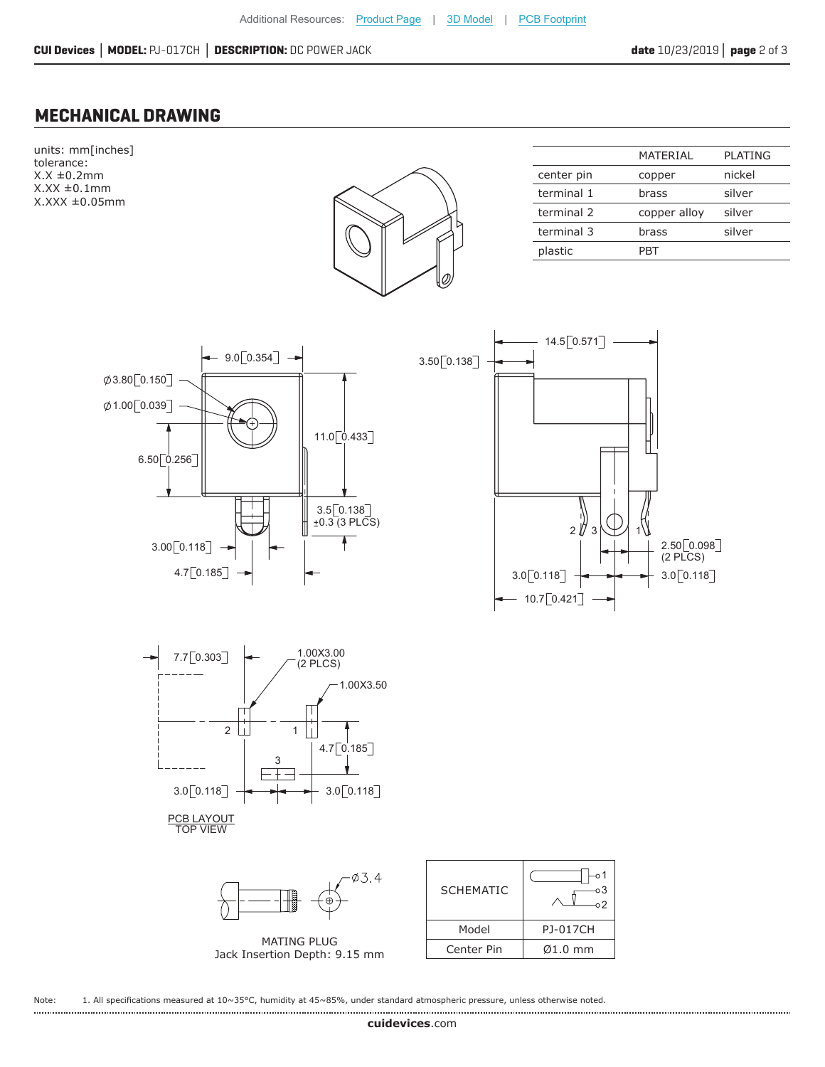## MECHANICAL DRAWING

units: mm[inches]
tolerance:
X.X ±0.2mm
X.XX ±0.1mm
X.XXX ±0.05mm

| | MATERIAL | PLATING |
|---|---|---|
| center pin | copper | nickel |
| terminal 1 | brass | silver |
| terminal 2 | copper alloy | silver |
| terminal 3 | brass | silver |
| plastic | PBT | |

9.0[0.354]
Ø3.80[0.150]
Ø1.00[0.039]
6.50[0.256]
11.0[0.433]
3.5[0.138] ±0.3 (3 PLCS)
3.00[0.118]
4.7[0.185]

14.5[0.571]
3.50[0.138]
2.50[0.098] (2 PLCS)
3.0[0.118]
3.0[0.118]
10.7[0.421]

7.7[0.303]
1.00X3.00 (2 PLCS)
1.00X3.50
4.7[0.185]
3.0[0.118]
3.0[0.118]

PCB LAYOUT
TOP VIEW

Ø3.4

MATING PLUG
Jack Insertion Depth: 9.15 mm

| SCHEMATIC | |
|---|---|
| Model | PJ-017CH |
| Center Pin | Ø1.0 mm |

Note: 1. All specifications measured at 10~35°C, humidity at 45~85%, under standard atmospheric pressure, unless otherwise noted.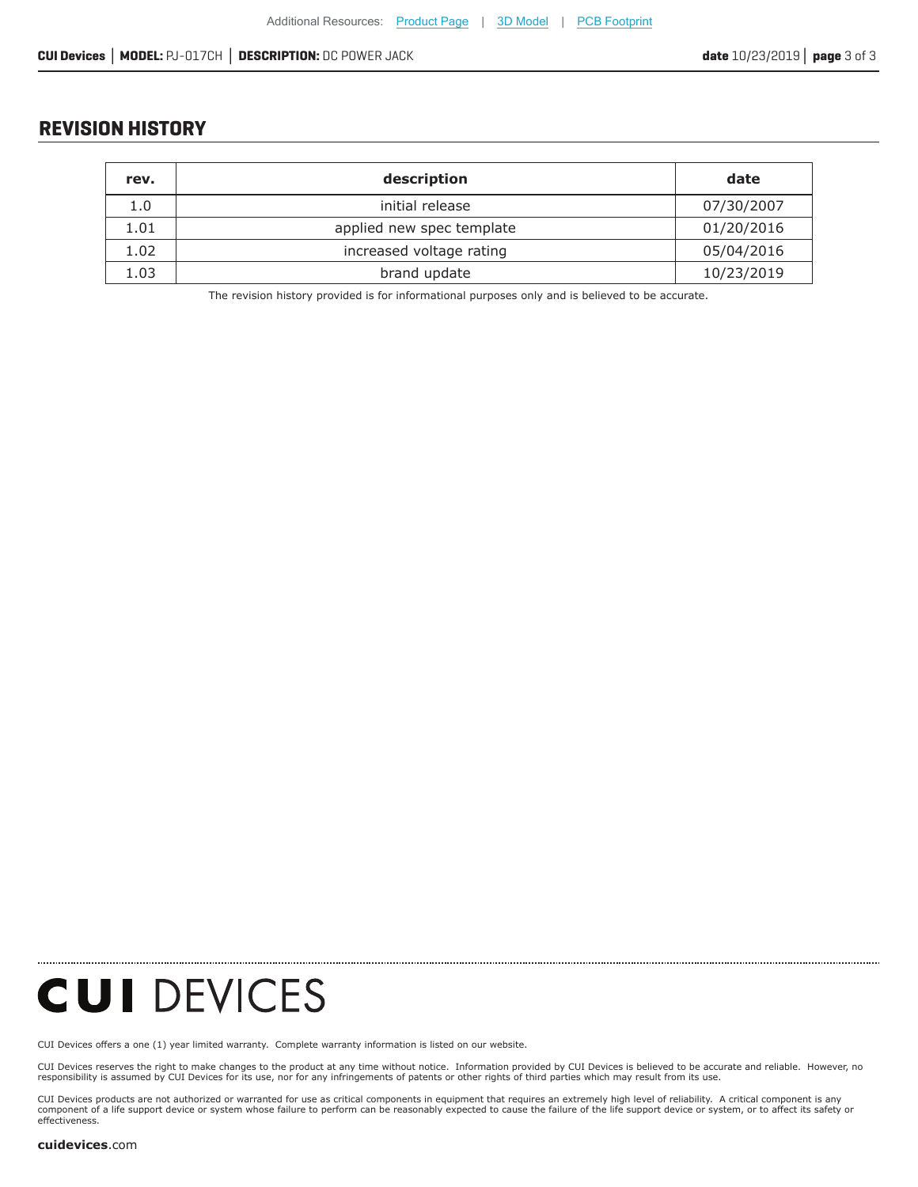## REVISION HISTORY

| rev. | description | date |
|---|---|---|
| 1.0 | initial release | 07/30/2007 |
| 1.01 | applied new spec template | 01/20/2016 |
| 1.02 | increased voltage rating | 05/04/2016 |
| 1.03 | brand update | 10/23/2019 |

The revision history provided is for informational purposes only and is believed to be accurate.

CUI DEVICES

CUI Devices offers a one (1) year limited warranty. Complete warranty information is listed on our website.

CUI Devices reserves the right to make changes to the product at any time without notice. Information provided by CUI Devices is believed to be accurate and reliable. However, no responsibility is assumed by CUI Devices for its use, nor for any infringements of patents or other rights of third parties which may result from its use.

CUI Devices products are not authorized or warranted for use as critical components in equipment that requires an extremely high level of reliability. A critical component is any component of a life support device or system whose failure to perform can be reasonably expected to cause the failure of the life support device or system, or to affect its safety or effectiveness.

**cuidevices**.com